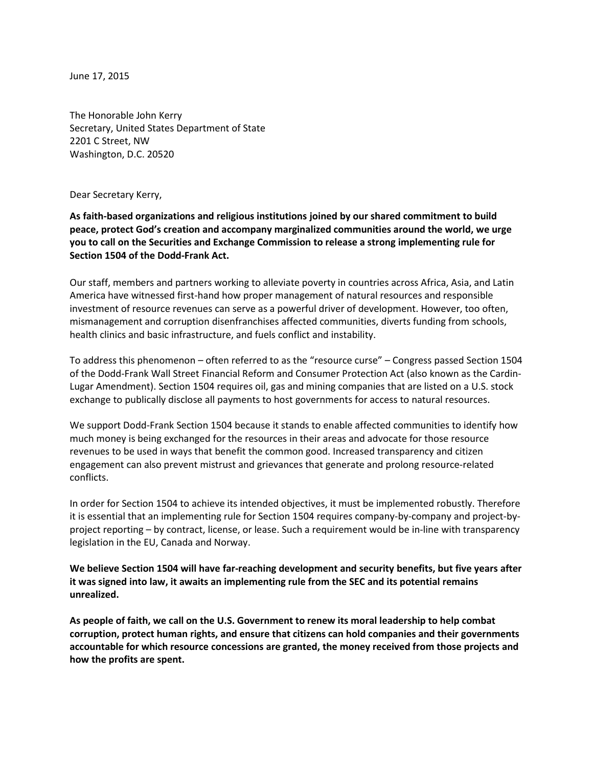June 17, 2015

The Honorable John Kerry
Secretary, United States Department of State
2201 C Street, NW
Washington, D.C. 20520

Dear Secretary Kerry,

**As faith-based organizations and religious institutions joined by our shared commitment to build peace, protect God's creation and accompany marginalized communities around the world, we urge you to call on the Securities and Exchange Commission to release a strong implementing rule for Section 1504 of the Dodd-Frank Act.**

Our staff, members and partners working to alleviate poverty in countries across Africa, Asia, and Latin America have witnessed first-hand how proper management of natural resources and responsible investment of resource revenues can serve as a powerful driver of development. However, too often, mismanagement and corruption disenfranchises affected communities, diverts funding from schools, health clinics and basic infrastructure, and fuels conflict and instability.

To address this phenomenon – often referred to as the "resource curse" – Congress passed Section 1504 of the Dodd-Frank Wall Street Financial Reform and Consumer Protection Act (also known as the Cardin-Lugar Amendment). Section 1504 requires oil, gas and mining companies that are listed on a U.S. stock exchange to publically disclose all payments to host governments for access to natural resources.

We support Dodd-Frank Section 1504 because it stands to enable affected communities to identify how much money is being exchanged for the resources in their areas and advocate for those resource revenues to be used in ways that benefit the common good. Increased transparency and citizen engagement can also prevent mistrust and grievances that generate and prolong resource-related conflicts.

In order for Section 1504 to achieve its intended objectives, it must be implemented robustly. Therefore it is essential that an implementing rule for Section 1504 requires company-by-company and project-by-project reporting – by contract, license, or lease. Such a requirement would be in-line with transparency legislation in the EU, Canada and Norway.

**We believe Section 1504 will have far-reaching development and security benefits, but five years after it was signed into law, it awaits an implementing rule from the SEC and its potential remains unrealized.**

**As people of faith, we call on the U.S. Government to renew its moral leadership to help combat corruption, protect human rights, and ensure that citizens can hold companies and their governments accountable for which resource concessions are granted, the money received from those projects and how the profits are spent.**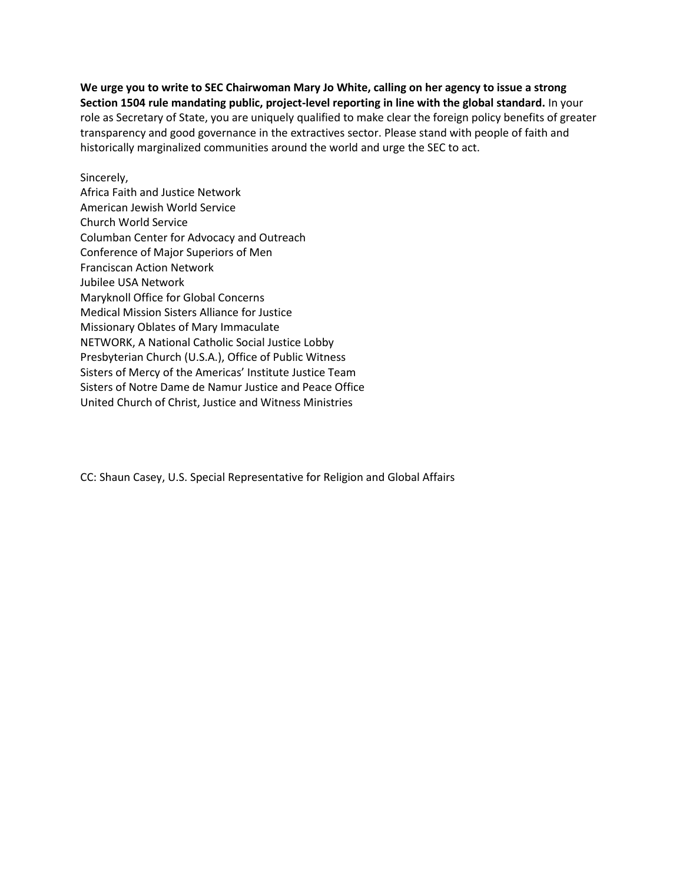**We urge you to write to SEC Chairwoman Mary Jo White, calling on her agency to issue a strong Section 1504 rule mandating public, project-level reporting in line with the global standard.** In your role as Secretary of State, you are uniquely qualified to make clear the foreign policy benefits of greater transparency and good governance in the extractives sector. Please stand with people of faith and historically marginalized communities around the world and urge the SEC to act.

Sincerely,
Africa Faith and Justice Network
American Jewish World Service
Church World Service
Columban Center for Advocacy and Outreach
Conference of Major Superiors of Men
Franciscan Action Network
Jubilee USA Network
Maryknoll Office for Global Concerns
Medical Mission Sisters Alliance for Justice
Missionary Oblates of Mary Immaculate
NETWORK, A National Catholic Social Justice Lobby
Presbyterian Church (U.S.A.), Office of Public Witness
Sisters of Mercy of the Americas' Institute Justice Team
Sisters of Notre Dame de Namur Justice and Peace Office
United Church of Christ, Justice and Witness Ministries

CC: Shaun Casey, U.S. Special Representative for Religion and Global Affairs